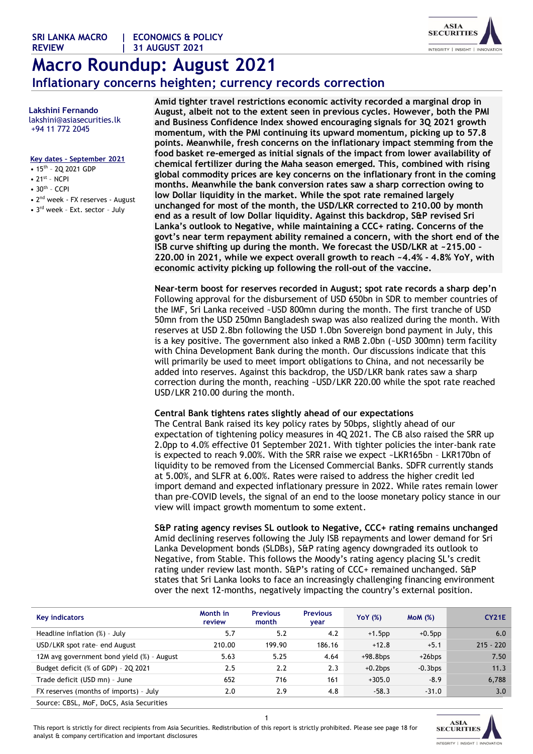SRI LANKA MACRO REVIEW | ECONOMICS & POLICY | 31 AUGUST 2021

# Macro Roundup: August 2021

## Inflationary concerns heighten; currency records correction

**Lakshini Fernando**
lakshini@asiasecurities.lk
+94 11 772 2045

**Key dates - September 2021**

- 15th – 2Q 2021 GDP
- 21st – NCPI
- 30th – CCPI
- 2nd week - FX reserves - August
- 3rd week - Ext. sector – July

**Amid tighter travel restrictions economic activity recorded a marginal drop in August, albeit not to the extent seen in previous cycles. However, both the PMI and Business Confidence Index showed encouraging signals for 3Q 2021 growth momentum, with the PMI continuing its upward momentum, picking up to 57.8 points. Meanwhile, fresh concerns on the inflationary impact stemming from the food basket re-emerged as initial signals of the impact from lower availability of chemical fertilizer during the Maha season emerged. This, combined with rising global commodity prices are key concerns on the inflationary front in the coming months. Meanwhile the bank conversion rates saw a sharp correction owing to low Dollar liquidity in the market. While the spot rate remained largely unchanged for most of the month, the USD/LKR corrected to 210.00 by month end as a result of low Dollar liquidity. Against this backdrop, S&P revised Sri Lanka's outlook to Negative, while maintaining a CCC+ rating. Concerns of the govt's near term repayment ability remained a concern, with the short end of the ISB curve shifting up during the month. We forecast the USD/LKR at ~215.00 – 220.00 in 2021, while we expect overall growth to reach ~4.4% - 4.8% YoY, with economic activity picking up following the roll-out of the vaccine.**

### Near-term boost for reserves recorded in August; spot rate records a sharp dep'n

Following approval for the disbursement of USD 650bn in SDR to member countries of the IMF, Sri Lanka received ~USD 800mn during the month. The first tranche of USD 50mn from the USD 250mn Bangladesh swap was also realized during the month. With reserves at USD 2.8bn following the USD 1.0bn Sovereign bond payment in July, this is a key positive. The government also inked a RMB 2.0bn (~USD 300mn) term facility with China Development Bank during the month. Our discussions indicate that this will primarily be used to meet import obligations to China, and not necessarily be added into reserves. Against this backdrop, the USD/LKR bank rates saw a sharp correction during the month, reaching ~USD/LKR 220.00 while the spot rate reached USD/LKR 210.00 during the month.

### Central Bank tightens rates slightly ahead of our expectations

The Central Bank raised its key policy rates by 50bps, slightly ahead of our expectation of tightening policy measures in 4Q 2021. The CB also raised the SRR up 2.0pp to 4.0% effective 01 September 2021. With tighter policies the inter-bank rate is expected to reach 9.00%. With the SRR raise we expect ~LKR165bn – LKR170bn of liquidity to be removed from the Licensed Commercial Banks. SDFR currently stands at 5.00%, and SLFR at 6.00%. Rates were raised to address the higher credit led import demand and expected inflationary pressure in 2022. While rates remain lower than pre-COVID levels, the signal of an end to the loose monetary policy stance in our view will impact growth momentum to some extent.

### S&P rating agency revises SL outlook to Negative, CCC+ rating remains unchanged

Amid declining reserves following the July ISB repayments and lower demand for Sri Lanka Development bonds (SLDBs), S&P rating agency downgraded its outlook to Negative, from Stable. This follows the Moody's rating agency placing SL's credit rating under review last month. S&P's rating of CCC+ remained unchanged. S&P states that Sri Lanka looks to face an increasingly challenging financing environment over the next 12-months, negatively impacting the country's external position.

| Key indicators | Month in review | Previous month | Previous year | YoY (%) | MoM (%) | CY21E |
|---|---|---|---|---|---|---|
| Headline inflation (%) - July | 5.7 | 5.2 | 4.2 | +1.5pp | +0.5pp | 6.0 |
| USD/LKR spot rate- end August | 210.00 | 199.90 | 186.16 | +12.8 | +5.1 | 215 - 220 |
| 12M avg government bond yield (%) - August | 5.63 | 5.25 | 4.64 | +98.8bps | +26bps | 7.50 |
| Budget deficit (% of GDP) - 2Q 2021 | 2.5 | 2.2 | 2.3 | +0.2bps | -0.3bps | 11.3 |
| Trade deficit (USD mn) - June | 652 | 716 | 161 | +305.0 | -8.9 | 6,788 |
| FX reserves (months of imports) - July | 2.0 | 2.9 | 4.8 | -58.3 | -31.0 | 3.0 |

Source: CBSL, MoF, DoCS, Asia Securities

This report is strictly for direct recipients from Asia Securities. Redistribution of this report is strictly prohibited. Please see page 18 for analyst & company certification and important disclosures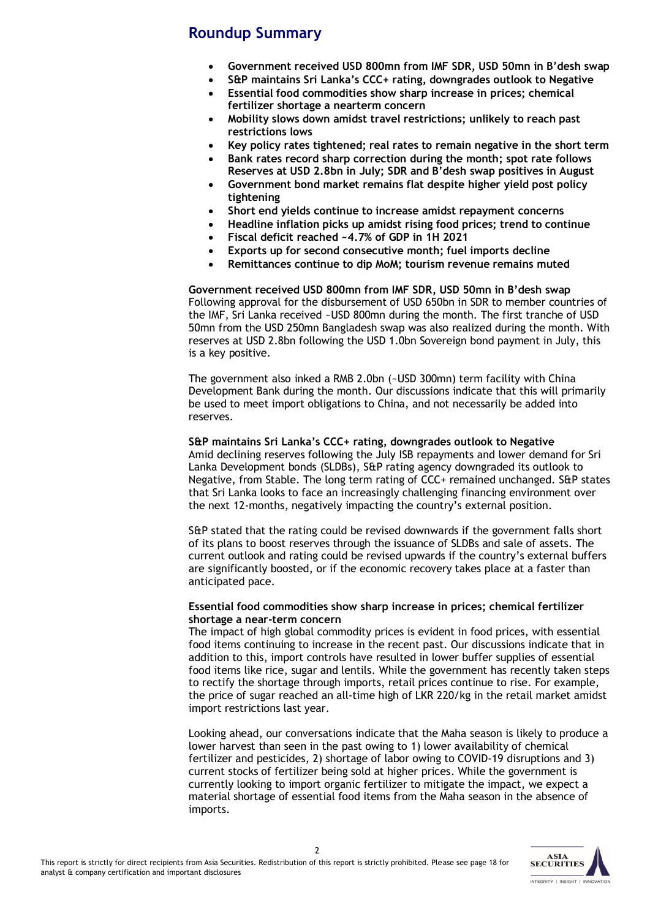## Roundup Summary

- **Government received USD 800mn from IMF SDR, USD 50mn in B'desh swap**
- **S&P maintains Sri Lanka's CCC+ rating, downgrades outlook to Negative**
- **Essential food commodities show sharp increase in prices; chemical fertilizer shortage a nearterm concern**
- **Mobility slows down amidst travel restrictions; unlikely to reach past restrictions lows**
- **Key policy rates tightened; real rates to remain negative in the short term**
- **Bank rates record sharp correction during the month; spot rate follows Reserves at USD 2.8bn in July; SDR and B'desh swap positives in August**
- **Government bond market remains flat despite higher yield post policy tightening**
- **Short end yields continue to increase amidst repayment concerns**
- **Headline inflation picks up amidst rising food prices; trend to continue**
- **Fiscal deficit reached ~4.7% of GDP in 1H 2021**
- **Exports up for second consecutive month; fuel imports decline**
- **Remittances continue to dip MoM; tourism revenue remains muted**

**Government received USD 800mn from IMF SDR, USD 50mn in B'desh swap**

Following approval for the disbursement of USD 650bn in SDR to member countries of the IMF, Sri Lanka received ~USD 800mn during the month. The first tranche of USD 50mn from the USD 250mn Bangladesh swap was also realized during the month. With reserves at USD 2.8bn following the USD 1.0bn Sovereign bond payment in July, this is a key positive.

The government also inked a RMB 2.0bn (~USD 300mn) term facility with China Development Bank during the month. Our discussions indicate that this will primarily be used to meet import obligations to China, and not necessarily be added into reserves.

**S&P maintains Sri Lanka's CCC+ rating, downgrades outlook to Negative**

Amid declining reserves following the July ISB repayments and lower demand for Sri Lanka Development bonds (SLDBs), S&P rating agency downgraded its outlook to Negative, from Stable. The long term rating of CCC+ remained unchanged. S&P states that Sri Lanka looks to face an increasingly challenging financing environment over the next 12-months, negatively impacting the country's external position.

S&P stated that the rating could be revised downwards if the government falls short of its plans to boost reserves through the issuance of SLDBs and sale of assets. The current outlook and rating could be revised upwards if the country's external buffers are significantly boosted, or if the economic recovery takes place at a faster than anticipated pace.

**Essential food commodities show sharp increase in prices; chemical fertilizer shortage a near-term concern**

The impact of high global commodity prices is evident in food prices, with essential food items continuing to increase in the recent past. Our discussions indicate that in addition to this, import controls have resulted in lower buffer supplies of essential food items like rice, sugar and lentils. While the government has recently taken steps to rectify the shortage through imports, retail prices continue to rise. For example, the price of sugar reached an all-time high of LKR 220/kg in the retail market amidst import restrictions last year.

Looking ahead, our conversations indicate that the Maha season is likely to produce a lower harvest than seen in the past owing to 1) lower availability of chemical fertilizer and pesticides, 2) shortage of labor owing to COVID-19 disruptions and 3) current stocks of fertilizer being sold at higher prices. While the government is currently looking to import organic fertilizer to mitigate the impact, we expect a material shortage of essential food items from the Maha season in the absence of imports.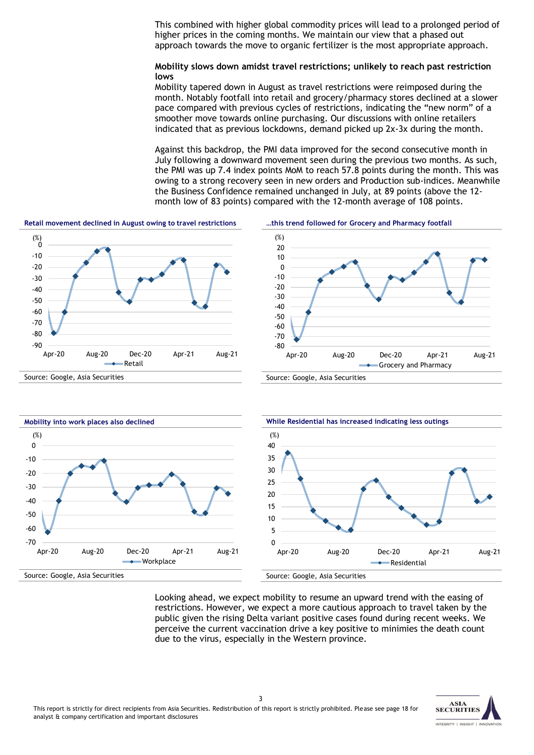This combined with higher global commodity prices will lead to a prolonged period of higher prices in the coming months. We maintain our view that a phased out approach towards the move to organic fertilizer is the most appropriate approach.

**Mobility slows down amidst travel restrictions; unlikely to reach past restriction lows**

Mobility tapered down in August as travel restrictions were reimposed during the month. Notably footfall into retail and grocery/pharmacy stores declined at a slower pace compared with previous cycles of restrictions, indicating the "new norm" of a smoother move towards online purchasing. Our discussions with online retailers indicated that as previous lockdowns, demand picked up 2x-3x during the month.

Against this backdrop, the PMI data improved for the second consecutive month in July following a downward movement seen during the previous two months. As such, the PMI was up 7.4 index points MoM to reach 57.8 points during the month. This was owing to a strong recovery seen in new orders and Production sub-indices. Meanwhile the Business Confidence remained unchanged in July, at 89 points (above the 12-month low of 83 points) compared with the 12-month average of 108 points.

**Retail movement declined in August owing to travel restrictions**

Source: Google, Asia Securities

**…this trend followed for Grocery and Pharmacy footfall**

Source: Google, Asia Securities

**Mobility into work places also declined**

Source: Google, Asia Securities

**While Residential has increased indicating less outings**

Source: Google, Asia Securities

Looking ahead, we expect mobility to resume an upward trend with the easing of restrictions. However, we expect a more cautious approach to travel taken by the public given the rising Delta variant positive cases found during recent weeks. We perceive the current vaccination drive a key positive to minimies the death count due to the virus, especially in the Western province.

This report is strictly for direct recipients from Asia Securities. Redistribution of this report is strictly prohibited. Please see page 18 for analyst & company certification and important disclosures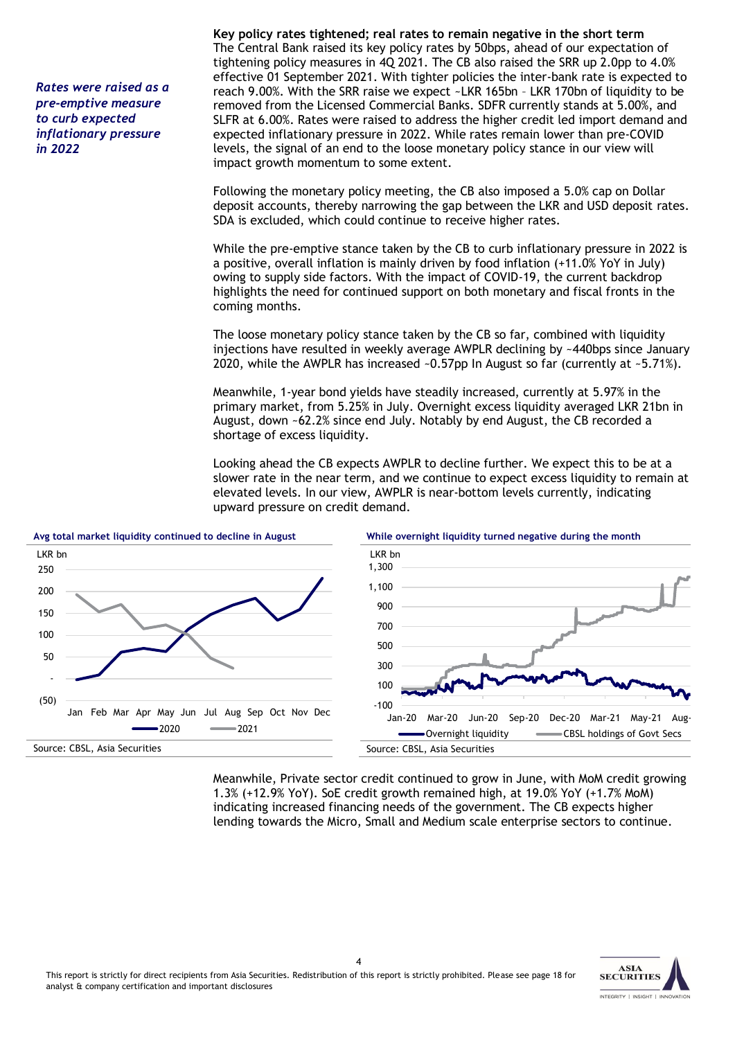*Rates were raised as a pre-emptive measure to curb expected inflationary pressure in 2022*

**Key policy rates tightened; real rates to remain negative in the short term**

The Central Bank raised its key policy rates by 50bps, ahead of our expectation of tightening policy measures in 4Q 2021. The CB also raised the SRR up 2.0pp to 4.0% effective 01 September 2021. With tighter policies the inter-bank rate is expected to reach 9.00%. With the SRR raise we expect ~LKR 165bn – LKR 170bn of liquidity to be removed from the Licensed Commercial Banks. SDFR currently stands at 5.00%, and SLFR at 6.00%. Rates were raised to address the higher credit led import demand and expected inflationary pressure in 2022. While rates remain lower than pre-COVID levels, the signal of an end to the loose monetary policy stance in our view will impact growth momentum to some extent.

Following the monetary policy meeting, the CB also imposed a 5.0% cap on Dollar deposit accounts, thereby narrowing the gap between the LKR and USD deposit rates. SDA is excluded, which could continue to receive higher rates.

While the pre-emptive stance taken by the CB to curb inflationary pressure in 2022 is a positive, overall inflation is mainly driven by food inflation (+11.0% YoY in July) owing to supply side factors. With the impact of COVID-19, the current backdrop highlights the need for continued support on both monetary and fiscal fronts in the coming months.

The loose monetary policy stance taken by the CB so far, combined with liquidity injections have resulted in weekly average AWPLR declining by ~440bps since January 2020, while the AWPLR has increased ~0.57pp In August so far (currently at ~5.71%).

Meanwhile, 1-year bond yields have steadily increased, currently at 5.97% in the primary market, from 5.25% in July. Overnight excess liquidity averaged LKR 21bn in August, down ~62.2% since end July. Notably by end August, the CB recorded a shortage of excess liquidity.

Looking ahead the CB expects AWPLR to decline further. We expect this to be at a slower rate in the near term, and we continue to expect excess liquidity to remain at elevated levels. In our view, AWPLR is near-bottom levels currently, indicating upward pressure on credit demand.

**Avg total market liquidity continued to decline in August**

Source: CBSL, Asia Securities

**While overnight liquidity turned negative during the month**

Source: CBSL, Asia Securities

Meanwhile, Private sector credit continued to grow in June, with MoM credit growing 1.3% (+12.9% YoY). SoE credit growth remained high, at 19.0% YoY (+1.7% MoM) indicating increased financing needs of the government. The CB expects higher lending towards the Micro, Small and Medium scale enterprise sectors to continue.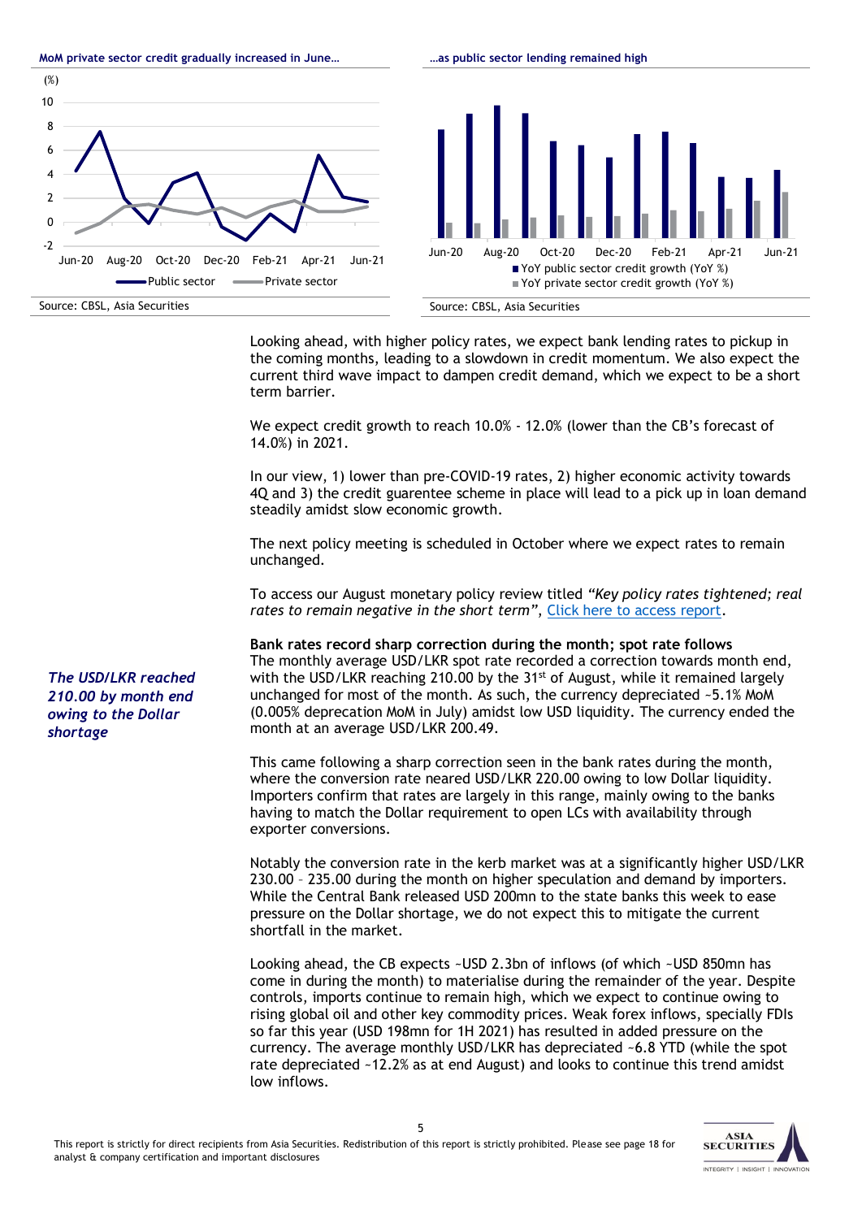**MoM private sector credit gradually increased in June…**

**…as public sector lending remained high**

Source: CBSL, Asia Securities

Source: CBSL, Asia Securities

Looking ahead, with higher policy rates, we expect bank lending rates to pickup in the coming months, leading to a slowdown in credit momentum. We also expect the current third wave impact to dampen credit demand, which we expect to be a short term barrier.

We expect credit growth to reach 10.0% - 12.0% (lower than the CB's forecast of 14.0%) in 2021.

In our view, 1) lower than pre-COVID-19 rates, 2) higher economic activity towards 4Q and 3) the credit guarentee scheme in place will lead to a pick up in loan demand steadily amidst slow economic growth.

The next policy meeting is scheduled in October where we expect rates to remain unchanged.

To access our August monetary policy review titled *"Key policy rates tightened; real rates to remain negative in the short term"*, Click here to access report.

**Bank rates record sharp correction during the month; spot rate follows**

*The USD/LKR reached 210.00 by month end owing to the Dollar shortage*

The monthly average USD/LKR spot rate recorded a correction towards month end, with the USD/LKR reaching 210.00 by the 31st of August, while it remained largely unchanged for most of the month. As such, the currency depreciated ~5.1% MoM (0.005% depreciation MoM in July) amidst low USD liquidity. The currency ended the month at an average USD/LKR 200.49.

This came following a sharp correction seen in the bank rates during the month, where the conversion rate neared USD/LKR 220.00 owing to low Dollar liquidity. Importers confirm that rates are largely in this range, mainly owing to the banks having to match the Dollar requirement to open LCs with availability through exporter conversions.

Notably the conversion rate in the kerb market was at a significantly higher USD/LKR 230.00 – 235.00 during the month on higher speculation and demand by importers. While the Central Bank released USD 200mn to the state banks this week to ease pressure on the Dollar shortage, we do not expect this to mitigate the current shortfall in the market.

Looking ahead, the CB expects ~USD 2.3bn of inflows (of which ~USD 850mn has come in during the month) to materialise during the remainder of the year. Despite controls, imports continue to remain high, which we expect to continue owing to rising global oil and other key commodity prices. Weak forex inflows, specially FDIs so far this year (USD 198mn for 1H 2021) has resulted in added pressure on the currency. The average monthly USD/LKR has depreciated ~6.8 YTD (while the spot rate depreciated ~12.2% as at end August) and looks to continue this trend amidst low inflows.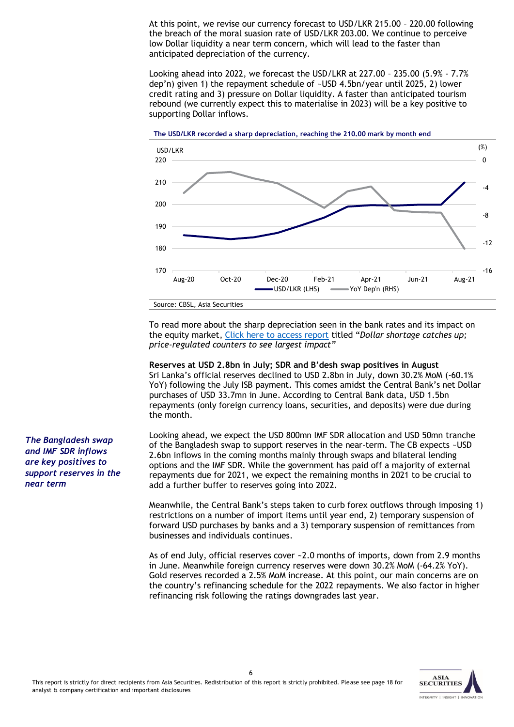At this point, we revise our currency forecast to USD/LKR 215.00 – 220.00 following the breach of the moral suasion rate of USD/LKR 203.00. We continue to perceive low Dollar liquidity a near term concern, which will lead to the faster than anticipated depreciation of the currency.

Looking ahead into 2022, we forecast the USD/LKR at 227.00 – 235.00 (5.9% - 7.7% dep'n) given 1) the repayment schedule of ~USD 4.5bn/year until 2025, 2) lower credit rating and 3) pressure on Dollar liquidity. A faster than anticipated tourism rebound (we currently expect this to materialise in 2023) will be a key positive to supporting Dollar inflows.

**The USD/LKR recorded a sharp depreciation, reaching the 210.00 mark by month end**

Source: CBSL, Asia Securities

To read more about the sharp depreciation seen in the bank rates and its impact on the equity market, [Click here to access report]() titled "*Dollar shortage catches up; price-regulated counters to see largest impact*"

**Reserves at USD 2.8bn in July; SDR and B'desh swap positives in August**

Sri Lanka's official reserves declined to USD 2.8bn in July, down 30.2% MoM (-60.1% YoY) following the July ISB payment. This comes amidst the Central Bank's net Dollar purchases of USD 33.7mn in June. According to Central Bank data, USD 1.5bn repayments (only foreign currency loans, securities, and deposits) were due during the month.

*The Bangladesh swap and IMF SDR inflows are key positives to support reserves in the near term*

Looking ahead, we expect the USD 800mn IMF SDR allocation and USD 50mn tranche of the Bangladesh swap to support reserves in the near-term. The CB expects ~USD 2.6bn inflows in the coming months mainly through swaps and bilateral lending options and the IMF SDR. While the government has paid off a majority of external repayments due for 2021, we expect the remaining months in 2021 to be crucial to add a further buffer to reserves going into 2022.

Meanwhile, the Central Bank's steps taken to curb forex outflows through imposing 1) restrictions on a number of import items until year end, 2) temporary suspension of forward USD purchases by banks and a 3) temporary suspension of remittances from businesses and individuals continues.

As of end July, official reserves cover ~2.0 months of imports, down from 2.9 months in June. Meanwhile foreign currency reserves were down 30.2% MoM (-64.2% YoY). Gold reserves recorded a 2.5% MoM increase. At this point, our main concerns are on the country's refinancing schedule for the 2022 repayments. We also factor in higher refinancing risk following the ratings downgrades last year.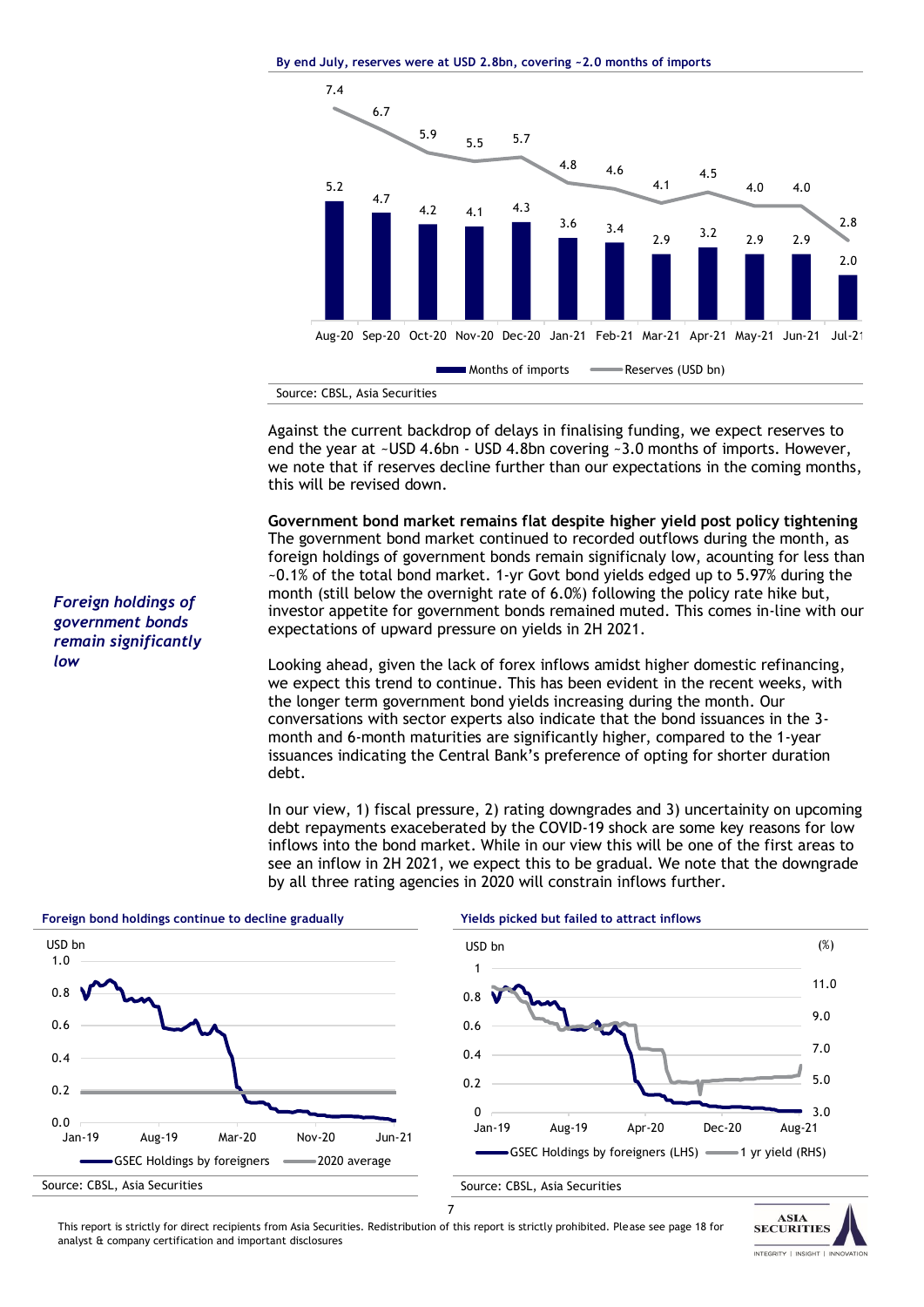**By end July, reserves were at USD 2.8bn, covering ~2.0 months of imports**

| | Aug-20 | Sep-20 | Oct-20 | Nov-20 | Dec-20 | Jan-21 | Feb-21 | Mar-21 | Apr-21 | May-21 | Jun-21 | Jul-21 |
|---|---|---|---|---|---|---|---|---|---|---|---|---|
| Months of imports | 5.2 | 4.7 | 4.2 | 4.1 | 4.3 | 3.6 | 3.4 | 2.9 | 3.2 | 2.9 | 2.9 | 2.0 |
| Reserves (USD bn) | 7.4 | 6.7 | 5.9 | 5.5 | 5.7 | 4.8 | 4.6 | 4.1 | 4.5 | 4.0 | 4.0 | 2.8 |

Source: CBSL, Asia Securities

Against the current backdrop of delays in finalising funding, we expect reserves to end the year at ~USD 4.6bn - USD 4.8bn covering ~3.0 months of imports. However, we note that if reserves decline further than our expectations in the coming months, this will be revised down.

**Government bond market remains flat despite higher yield post policy tightening**

*Foreign holdings of government bonds remain significantly low*

The government bond market continued to recorded outflows during the month, as foreign holdings of government bonds remain significnaly low, acounting for less than ~0.1% of the total bond market. 1-yr Govt bond yields edged up to 5.97% during the month (still below the overnight rate of 6.0%) following the policy rate hike but, investor appetite for government bonds remained muted. This comes in-line with our expectations of upward pressure on yields in 2H 2021.

Looking ahead, given the lack of forex inflows amidst higher domestic refinancing, we expect this trend to continue. This has been evident in the recent weeks, with the longer term government bond yields increasing during the month. Our conversations with sector experts also indicate that the bond issuances in the 3-month and 6-month maturities are significantly higher, compared to the 1-year issuances indicating the Central Bank's preference of opting for shorter duration debt.

In our view, 1) fiscal pressure, 2) rating downgrades and 3) uncertainity on upcoming debt repayments exaceberated by the COVID-19 shock are some key reasons for low inflows into the bond market. While in our view this will be one of the first areas to see an inflow in 2H 2021, we expect this to be gradual. We note that the downgrade by all three rating agencies in 2020 will constrain inflows further.

**Foreign bond holdings continue to decline gradually**

USD bn; Series: GSEC Holdings by foreigners; 2020 average. X-axis: Jan-19, Aug-19, Mar-20, Nov-20, Jun-21.

Source: CBSL, Asia Securities

**Yields picked but failed to attract inflows**

USD bn (LHS); (%) (RHS); Series: GSEC Holdings by foreigners (LHS); 1 yr yield (RHS). X-axis: Jan-19, Aug-19, Apr-20, Dec-20, Aug-21.

Source: CBSL, Asia Securities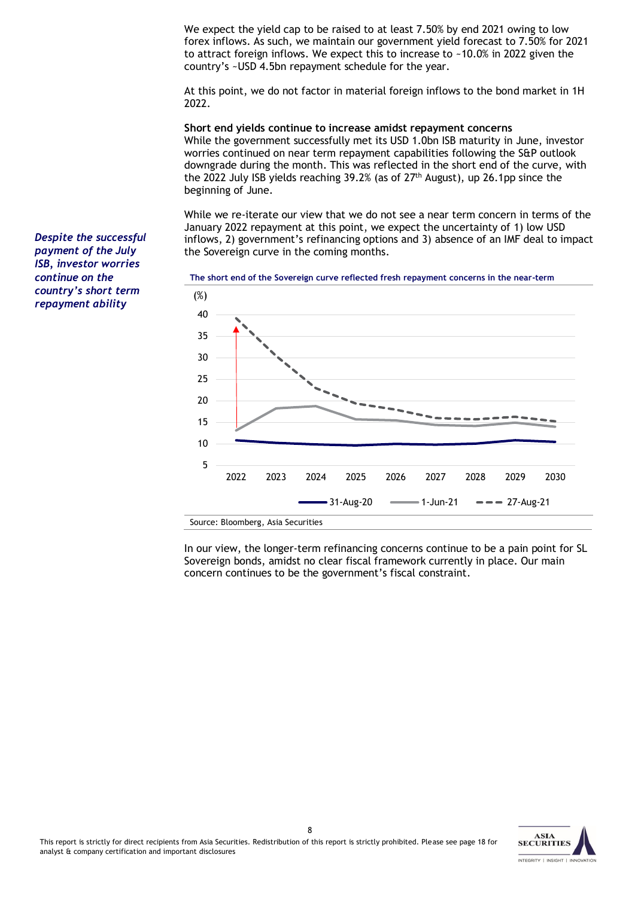We expect the yield cap to be raised to at least 7.50% by end 2021 owing to low forex inflows. As such, we maintain our government yield forecast to 7.50% for 2021 to attract foreign inflows. We expect this to increase to ~10.0% in 2022 given the country's ~USD 4.5bn repayment schedule for the year.

At this point, we do not factor in material foreign inflows to the bond market in 1H 2022.

**Short end yields continue to increase amidst repayment concerns**

While the government successfully met its USD 1.0bn ISB maturity in June, investor worries continued on near term repayment capabilities following the S&P outlook downgrade during the month. This was reflected in the short end of the curve, with the 2022 July ISB yields reaching 39.2% (as of 27th August), up 26.1pp since the beginning of June.

*Despite the successful payment of the July ISB, investor worries continue on the country's short term repayment ability*

While we re-iterate our view that we do not see a near term concern in terms of the January 2022 repayment at this point, we expect the uncertainty of 1) low USD inflows, 2) government's refinancing options and 3) absence of an IMF deal to impact the Sovereign curve in the coming months.

**The short end of the Sovereign curve reflected fresh repayment concerns in the near-term**

Source: Bloomberg, Asia Securities

In our view, the longer-term refinancing concerns continue to be a pain point for SL Sovereign bonds, amidst no clear fiscal framework currently in place. Our main concern continues to be the government's fiscal constraint.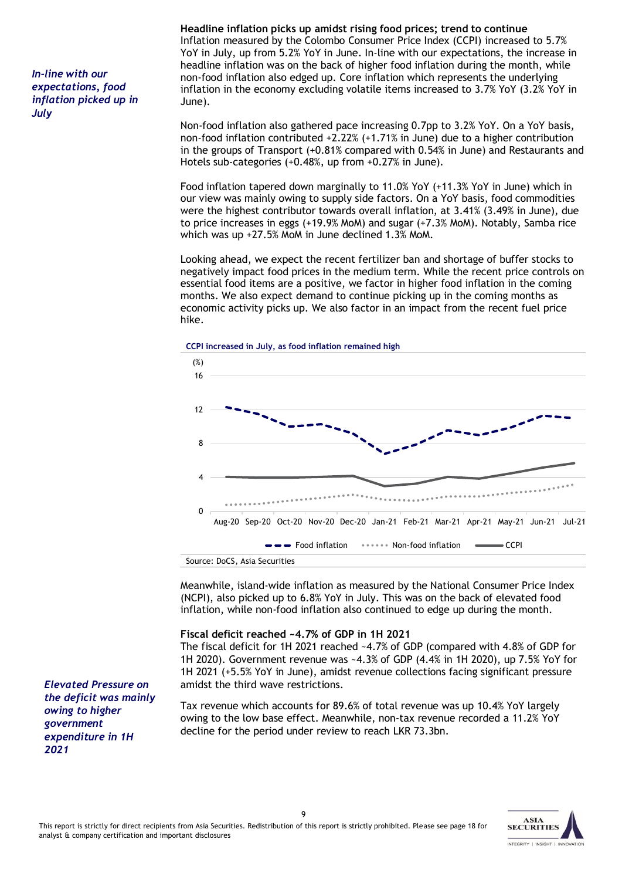*In-line with our expectations, food inflation picked up in July*

**Headline inflation picks up amidst rising food prices; trend to continue**

Inflation measured by the Colombo Consumer Price Index (CCPI) increased to 5.7% YoY in July, up from 5.2% YoY in June. In-line with our expectations, the increase in headline inflation was on the back of higher food inflation during the month, while non-food inflation also edged up. Core inflation which represents the underlying inflation in the economy excluding volatile items increased to 3.7% YoY (3.2% YoY in June).

Non-food inflation also gathered pace increasing 0.7pp to 3.2% YoY. On a YoY basis, non-food inflation contributed +2.22% (+1.71% in June) due to a higher contribution in the groups of Transport (+0.81% compared with 0.54% in June) and Restaurants and Hotels sub-categories (+0.48%, up from +0.27% in June).

Food inflation tapered down marginally to 11.0% YoY (+11.3% YoY in June) which in our view was mainly owing to supply side factors. On a YoY basis, food commodities were the highest contributor towards overall inflation, at 3.41% (3.49% in June), due to price increases in eggs (+19.9% MoM) and sugar (+7.3% MoM). Notably, Samba rice which was up +27.5% MoM in June declined 1.3% MoM.

Looking ahead, we expect the recent fertilizer ban and shortage of buffer stocks to negatively impact food prices in the medium term. While the recent price controls on essential food items are a positive, we factor in higher food inflation in the coming months. We also expect demand to continue picking up in the coming months as economic activity picks up. We also factor in an impact from the recent fuel price hike.

**CCPI increased in July, as food inflation remained high**

Source: DoCS, Asia Securities

Meanwhile, island-wide inflation as measured by the National Consumer Price Index (NCPI), also picked up to 6.8% YoY in July. This was on the back of elevated food inflation, while non-food inflation also continued to edge up during the month.

*Elevated Pressure on the deficit was mainly owing to higher government expenditure in 1H 2021*

**Fiscal deficit reached ~4.7% of GDP in 1H 2021**

The fiscal deficit for 1H 2021 reached ~4.7% of GDP (compared with 4.8% of GDP for 1H 2020). Government revenue was ~4.3% of GDP (4.4% in 1H 2020), up 7.5% YoY for 1H 2021 (+5.5% YoY in June), amidst revenue collections facing significant pressure amidst the third wave restrictions.

Tax revenue which accounts for 89.6% of total revenue was up 10.4% YoY largely owing to the low base effect. Meanwhile, non-tax revenue recorded a 11.2% YoY decline for the period under review to reach LKR 73.3bn.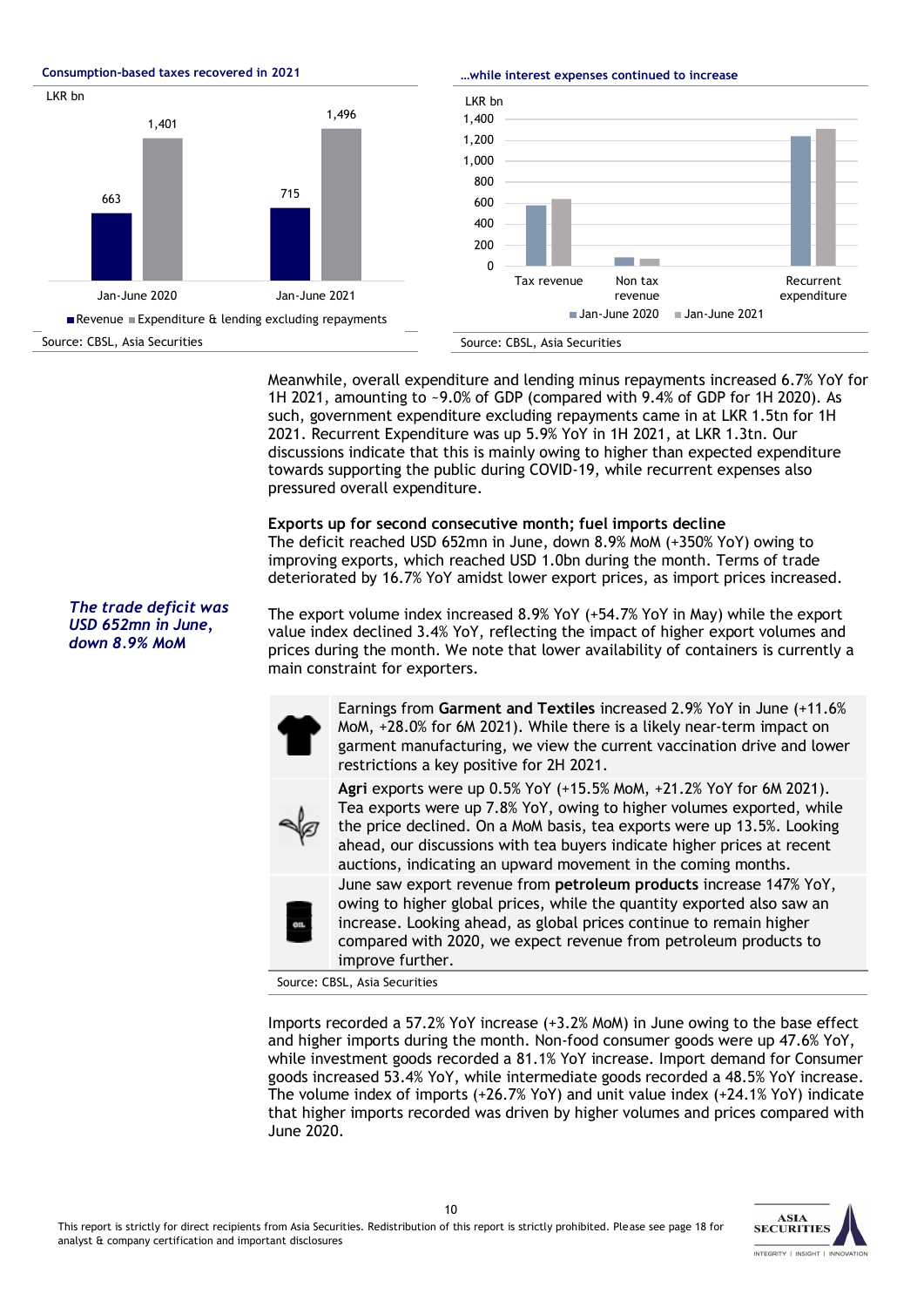**Consumption-based taxes recovered in 2021**

LKR bn

| | Revenue | Expenditure & lending excluding repayments |
|---|---|---|
| Jan-June 2020 | 663 | 1,401 |
| Jan-June 2021 | 715 | 1,496 |

Source: CBSL, Asia Securities

**…while interest expenses continued to increase**

LKR bn

Categories: Tax revenue, Non tax revenue, Recurrent expenditure; Series: Jan-June 2020, Jan-June 2021

Source: CBSL, Asia Securities

Meanwhile, overall expenditure and lending minus repayments increased 6.7% YoY for 1H 2021, amounting to ~9.0% of GDP (compared with 9.4% of GDP for 1H 2020). As such, government expenditure excluding repayments came in at LKR 1.5tn for 1H 2021. Recurrent Expenditure was up 5.9% YoY in 1H 2021, at LKR 1.3tn. Our discussions indicate that this is mainly owing to higher than expected expenditure towards supporting the public during COVID-19, while recurrent expenses also pressured overall expenditure.

**Exports up for second consecutive month; fuel imports decline**

The deficit reached USD 652mn in June, down 8.9% MoM (+350% YoY) owing to improving exports, which reached USD 1.0bn during the month. Terms of trade deteriorated by 16.7% YoY amidst lower export prices, as import prices increased.

***The trade deficit was USD 652mn in June, down 8.9% MoM***

The export volume index increased 8.9% YoY (+54.7% YoY in May) while the export value index declined 3.4% YoY, reflecting the impact of higher export volumes and prices during the month. We note that lower availability of containers is currently a main constraint for exporters.

Earnings from **Garment and Textiles** increased 2.9% YoY in June (+11.6% MoM, +28.0% for 6M 2021). While there is a likely near-term impact on garment manufacturing, we view the current vaccination drive and lower restrictions a key positive for 2H 2021.

**Agri** exports were up 0.5% YoY (+15.5% MoM, +21.2% YoY for 6M 2021). Tea exports were up 7.8% YoY, owing to higher volumes exported, while the price declined. On a MoM basis, tea exports were up 13.5%. Looking ahead, our discussions with tea buyers indicate higher prices at recent auctions, indicating an upward movement in the coming months.

June saw export revenue from **petroleum products** increase 147% YoY, owing to higher global prices, while the quantity exported also saw an increase. Looking ahead, as global prices continue to remain higher compared with 2020, we expect revenue from petroleum products to improve further.

Source: CBSL, Asia Securities

Imports recorded a 57.2% YoY increase (+3.2% MoM) in June owing to the base effect and higher imports during the month. Non-food consumer goods were up 47.6% YoY, while investment goods recorded a 81.1% YoY increase. Import demand for Consumer goods increased 53.4% YoY, while intermediate goods recorded a 48.5% YoY increase. The volume index of imports (+26.7% YoY) and unit value index (+24.1% YoY) indicate that higher imports recorded was driven by higher volumes and prices compared with June 2020.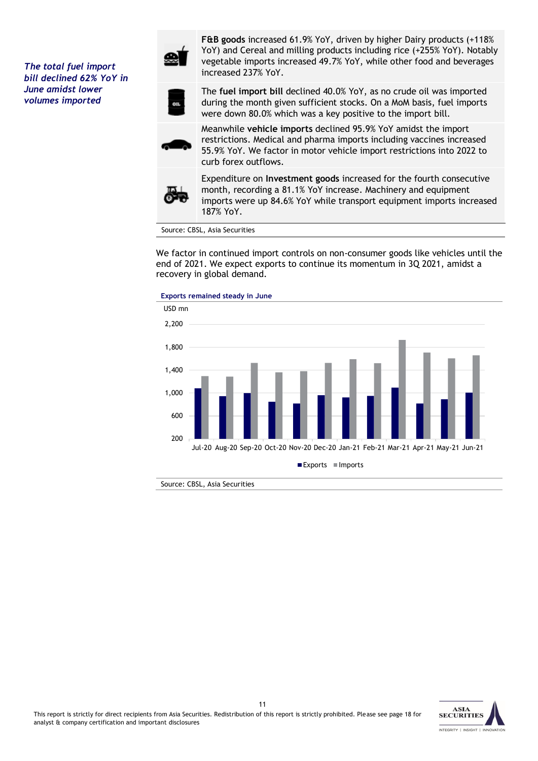*The total fuel import bill declined 62% YoY in June amidst lower volumes imported*

| | |
|---|---|
| | **F&B goods** increased 61.9% YoY, driven by higher Dairy products (+118% YoY) and Cereal and milling products including rice (+255% YoY). Notably vegetable imports increased 49.7% YoY, while other food and beverages increased 237% YoY. |
| | The **fuel import bill** declined 40.0% YoY, as no crude oil was imported during the month given sufficient stocks. On a MoM basis, fuel imports were down 80.0% which was a key positive to the import bill. |
| | Meanwhile **vehicle imports** declined 95.9% YoY amidst the import restrictions. Medical and pharma imports including vaccines increased 55.9% YoY. We factor in motor vehicle import restrictions into 2022 to curb forex outflows. |
| | Expenditure on **Investment goods** increased for the fourth consecutive month, recording a 81.1% YoY increase. Machinery and equipment imports were up 84.6% YoY while transport equipment imports increased 187% YoY. |

Source: CBSL, Asia Securities

We factor in continued import controls on non-consumer goods like vehicles until the end of 2021. We expect exports to continue its momentum in 3Q 2021, amidst a recovery in global demand.

**Exports remained steady in June**

Source: CBSL, Asia Securities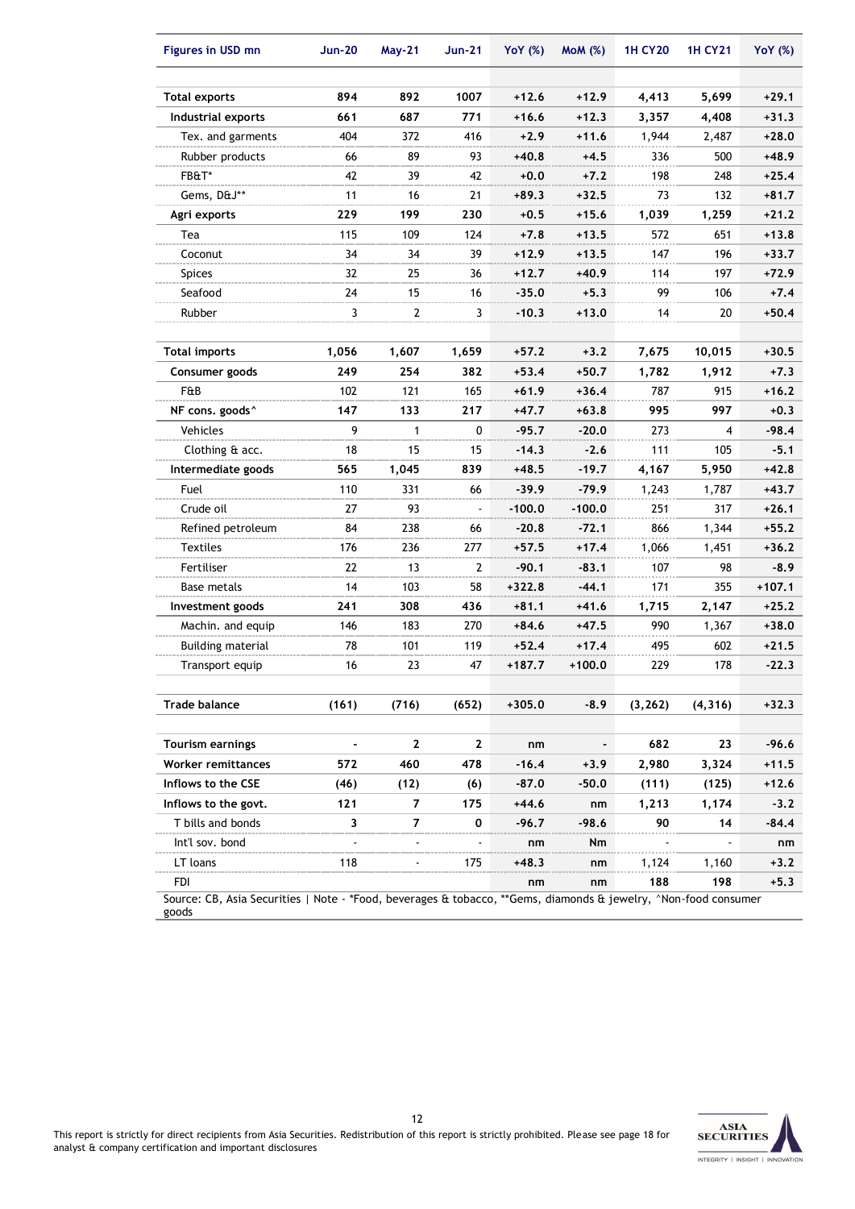| Figures in USD mn | Jun-20 | May-21 | Jun-21 | YoY (%) | MoM (%) | 1H CY20 | 1H CY21 | YoY (%) |
|---|---|---|---|---|---|---|---|---|
| **Total exports** | **894** | **892** | **1007** | **+12.6** | **+12.9** | **4,413** | **5,699** | **+29.1** |
| **Industrial exports** | **661** | **687** | **771** | **+16.6** | **+12.3** | **3,357** | **4,408** | **+31.3** |
| Tex. and garments | 404 | 372 | 416 | **+2.9** | **+11.6** | 1,944 | 2,487 | **+28.0** |
| Rubber products | 66 | 89 | 93 | **+40.8** | **+4.5** | 336 | 500 | **+48.9** |
| FB&T* | 42 | 39 | 42 | **+0.0** | **+7.2** | 198 | 248 | **+25.4** |
| Gems, D&J** | 11 | 16 | 21 | **+89.3** | **+32.5** | 73 | 132 | **+81.7** |
| **Agri exports** | **229** | **199** | **230** | **+0.5** | **+15.6** | **1,039** | **1,259** | **+21.2** |
| Tea | 115 | 109 | 124 | **+7.8** | **+13.5** | 572 | 651 | **+13.8** |
| Coconut | 34 | 34 | 39 | **+12.9** | **+13.5** | 147 | 196 | **+33.7** |
| Spices | 32 | 25 | 36 | **+12.7** | **+40.9** | 114 | 197 | **+72.9** |
| Seafood | 24 | 15 | 16 | **-35.0** | **+5.3** | 99 | 106 | **+7.4** |
| Rubber | 3 | 2 | 3 | **-10.3** | **+13.0** | 14 | 20 | **+50.4** |
| | | | | | | | | |
| **Total imports** | **1,056** | **1,607** | **1,659** | **+57.2** | **+3.2** | **7,675** | **10,015** | **+30.5** |
| **Consumer goods** | **249** | **254** | **382** | **+53.4** | **+50.7** | **1,782** | **1,912** | **+7.3** |
| F&B | 102 | 121 | 165 | **+61.9** | **+36.4** | 787 | 915 | **+16.2** |
| **NF cons. goods^** | **147** | **133** | **217** | **+47.7** | **+63.8** | **995** | **997** | **+0.3** |
| Vehicles | 9 | 1 | 0 | **-95.7** | **-20.0** | 273 | 4 | **-98.4** |
| Clothing & acc. | 18 | 15 | 15 | **-14.3** | **-2.6** | 111 | 105 | **-5.1** |
| **Intermediate goods** | **565** | **1,045** | **839** | **+48.5** | **-19.7** | **4,167** | **5,950** | **+42.8** |
| Fuel | 110 | 331 | 66 | **-39.9** | **-79.9** | 1,243 | 1,787 | **+43.7** |
| Crude oil | 27 | 93 | - | **-100.0** | **-100.0** | 251 | 317 | **+26.1** |
| Refined petroleum | 84 | 238 | 66 | **-20.8** | **-72.1** | 866 | 1,344 | **+55.2** |
| Textiles | 176 | 236 | 277 | **+57.5** | **+17.4** | 1,066 | 1,451 | **+36.2** |
| Fertiliser | 22 | 13 | 2 | **-90.1** | **-83.1** | 107 | 98 | **-8.9** |
| Base metals | 14 | 103 | 58 | **+322.8** | **-44.1** | 171 | 355 | **+107.1** |
| **Investment goods** | **241** | **308** | **436** | **+81.1** | **+41.6** | **1,715** | **2,147** | **+25.2** |
| Machin. and equip | 146 | 183 | 270 | **+84.6** | **+47.5** | 990 | 1,367 | **+38.0** |
| Building material | 78 | 101 | 119 | **+52.4** | **+17.4** | 495 | 602 | **+21.5** |
| Transport equip | 16 | 23 | 47 | **+187.7** | **+100.0** | 229 | 178 | **-22.3** |
| | | | | | | | | |
| **Trade balance** | **(161)** | **(716)** | **(652)** | **+305.0** | **-8.9** | **(3,262)** | **(4,316)** | **+32.3** |
| | | | | | | | | |
| **Tourism earnings** | **-** | **2** | **2** | **nm** | **-** | **682** | **23** | **-96.6** |
| **Worker remittances** | **572** | **460** | **478** | **-16.4** | **+3.9** | **2,980** | **3,324** | **+11.5** |
| **Inflows to the CSE** | **(46)** | **(12)** | **(6)** | **-87.0** | **-50.0** | **(111)** | **(125)** | **+12.6** |
| **Inflows to the govt.** | **121** | **7** | **175** | **+44.6** | **nm** | **1,213** | **1,174** | **-3.2** |
| T bills and bonds | **3** | **7** | **0** | **-96.7** | **-98.6** | **90** | **14** | **-84.4** |
| Int'l sov. bond | - | - | - | **nm** | **Nm** | - | - | **nm** |
| LT loans | 118 | - | 175 | **+48.3** | **nm** | 1,124 | 1,160 | **+3.2** |
| FDI | | | | **nm** | **nm** | **188** | **198** | **+5.3** |

Source: CB, Asia Securities | Note - *Food, beverages & tobacco, **Gems, diamonds & jewelry, ^Non-food consumer goods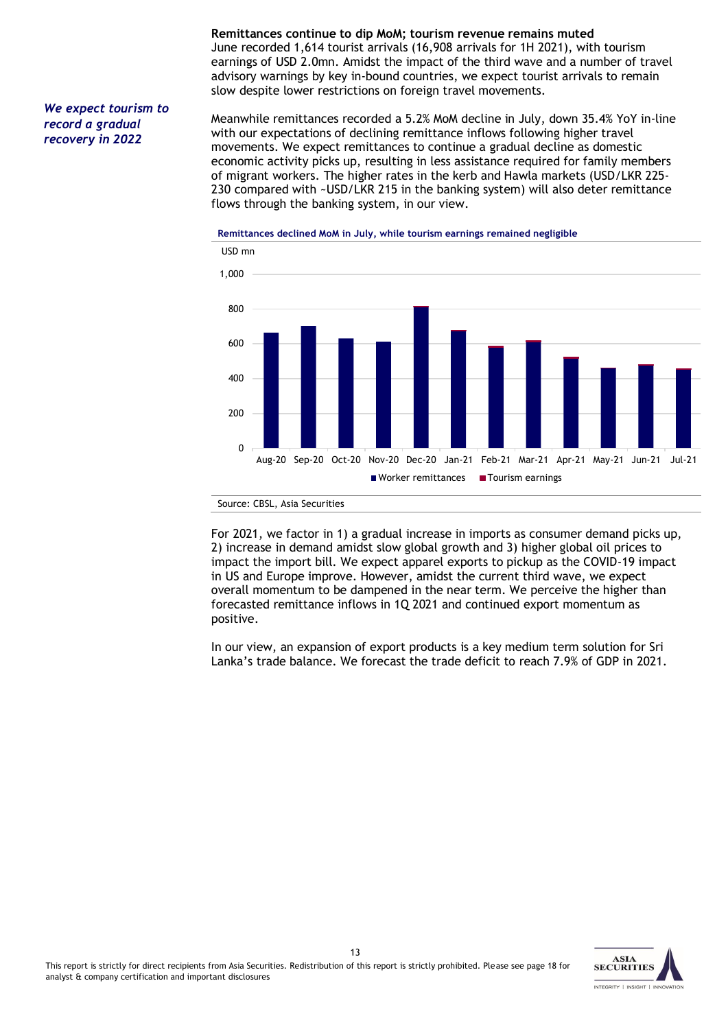**Remittances continue to dip MoM; tourism revenue remains muted**

June recorded 1,614 tourist arrivals (16,908 arrivals for 1H 2021), with tourism earnings of USD 2.0mn. Amidst the impact of the third wave and a number of travel advisory warnings by key in-bound countries, we expect tourist arrivals to remain slow despite lower restrictions on foreign travel movements.

*We expect tourism to record a gradual recovery in 2022*

Meanwhile remittances recorded a 5.2% MoM decline in July, down 35.4% YoY in-line with our expectations of declining remittance inflows following higher travel movements. We expect remittances to continue a gradual decline as domestic economic activity picks up, resulting in less assistance required for family members of migrant workers. The higher rates in the kerb and Hawla markets (USD/LKR 225-230 compared with ~USD/LKR 215 in the banking system) will also deter remittance flows through the banking system, in our view.

**Remittances declined MoM in July, while tourism earnings remained negligible**

Source: CBSL, Asia Securities

For 2021, we factor in 1) a gradual increase in imports as consumer demand picks up, 2) increase in demand amidst slow global growth and 3) higher global oil prices to impact the import bill. We expect apparel exports to pickup as the COVID-19 impact in US and Europe improve. However, amidst the current third wave, we expect overall momentum to be dampened in the near term. We perceive the higher than forecasted remittance inflows in 1Q 2021 and continued export momentum as positive.

In our view, an expansion of export products is a key medium term solution for Sri Lanka's trade balance. We forecast the trade deficit to reach 7.9% of GDP in 2021.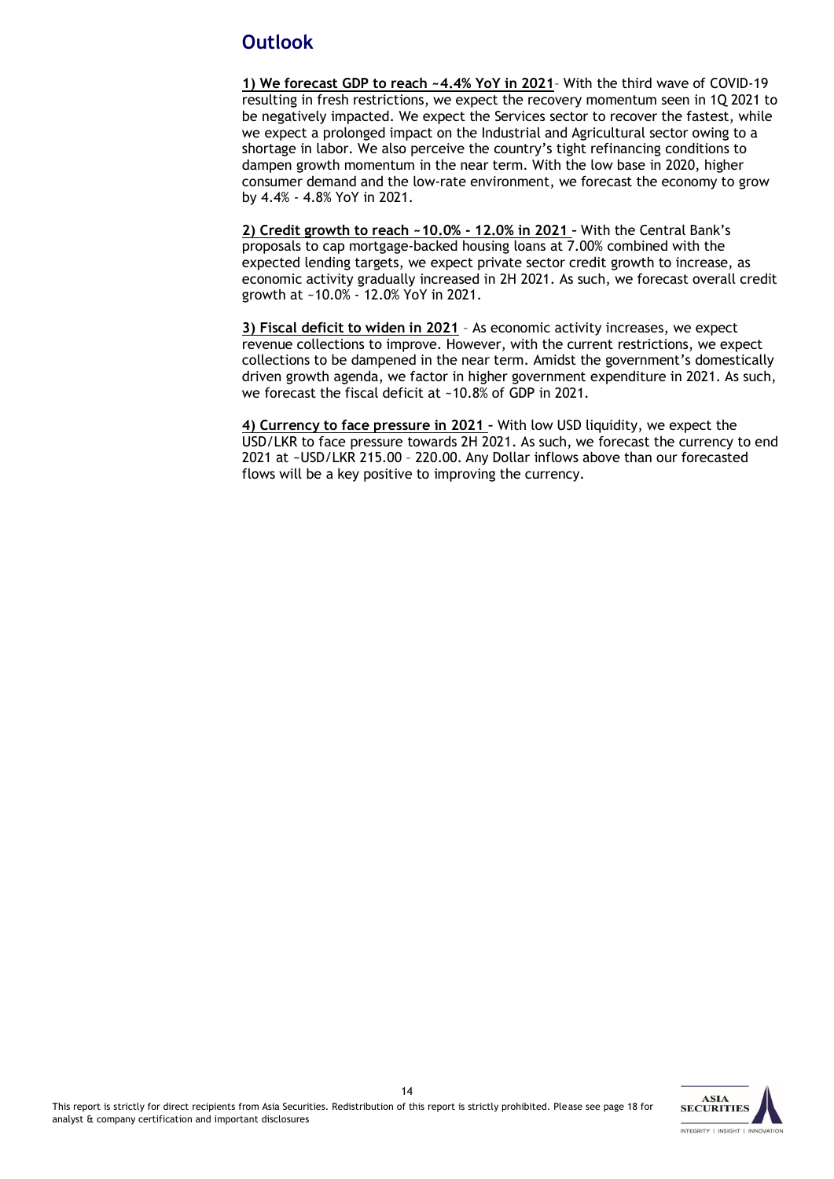## Outlook

**1) We forecast GDP to reach ~4.4% YoY in 2021**– With the third wave of COVID-19 resulting in fresh restrictions, we expect the recovery momentum seen in 1Q 2021 to be negatively impacted. We expect the Services sector to recover the fastest, while we expect a prolonged impact on the Industrial and Agricultural sector owing to a shortage in labor. We also perceive the country's tight refinancing conditions to dampen growth momentum in the near term. With the low base in 2020, higher consumer demand and the low-rate environment, we forecast the economy to grow by 4.4% - 4.8% YoY in 2021.

**2) Credit growth to reach ~10.0% - 12.0% in 2021 –** With the Central Bank's proposals to cap mortgage-backed housing loans at 7.00% combined with the expected lending targets, we expect private sector credit growth to increase, as economic activity gradually increased in 2H 2021. As such, we forecast overall credit growth at ~10.0% - 12.0% YoY in 2021.

**3) Fiscal deficit to widen in 2021** – As economic activity increases, we expect revenue collections to improve. However, with the current restrictions, we expect collections to be dampened in the near term. Amidst the government's domestically driven growth agenda, we factor in higher government expenditure in 2021. As such, we forecast the fiscal deficit at ~10.8% of GDP in 2021.

**4) Currency to face pressure in 2021 –** With low USD liquidity, we expect the USD/LKR to face pressure towards 2H 2021. As such, we forecast the currency to end 2021 at ~USD/LKR 215.00 – 220.00. Any Dollar inflows above than our forecasted flows will be a key positive to improving the currency.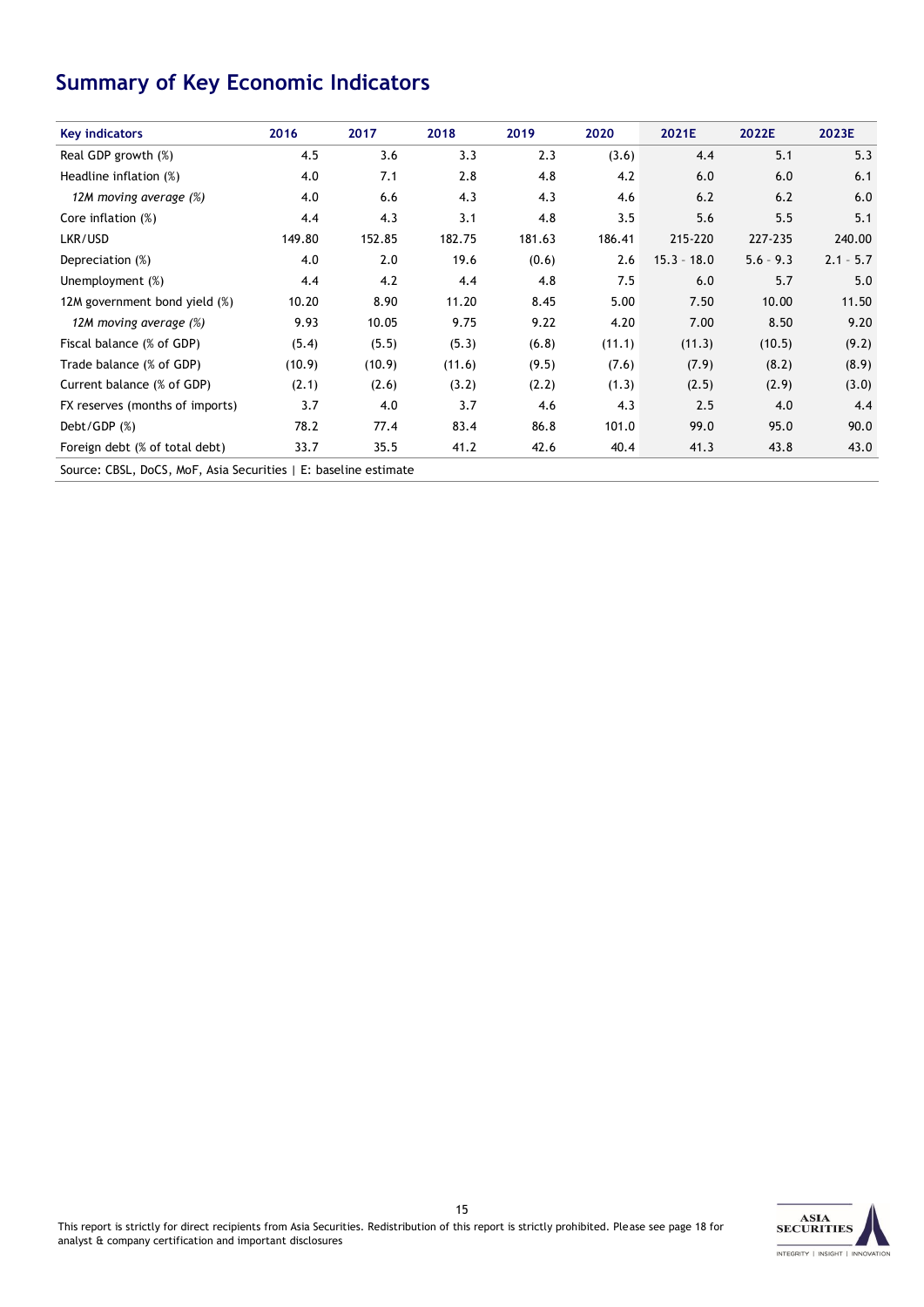## Summary of Key Economic Indicators

| Key indicators | 2016 | 2017 | 2018 | 2019 | 2020 | 2021E | 2022E | 2023E |
|---|---|---|---|---|---|---|---|---|
| Real GDP growth (%) | 4.5 | 3.6 | 3.3 | 2.3 | (3.6) | 4.4 | 5.1 | 5.3 |
| Headline inflation (%) | 4.0 | 7.1 | 2.8 | 4.8 | 4.2 | 6.0 | 6.0 | 6.1 |
| *12M moving average (%)* | 4.0 | 6.6 | 4.3 | 4.3 | 4.6 | 6.2 | 6.2 | 6.0 |
| Core inflation (%) | 4.4 | 4.3 | 3.1 | 4.8 | 3.5 | 5.6 | 5.5 | 5.1 |
| LKR/USD | 149.80 | 152.85 | 182.75 | 181.63 | 186.41 | 215-220 | 227-235 | 240.00 |
| Depreciation (%) | 4.0 | 2.0 | 19.6 | (0.6) | 2.6 | 15.3 - 18.0 | 5.6 - 9.3 | 2.1 - 5.7 |
| Unemployment (%) | 4.4 | 4.2 | 4.4 | 4.8 | 7.5 | 6.0 | 5.7 | 5.0 |
| 12M government bond yield (%) | 10.20 | 8.90 | 11.20 | 8.45 | 5.00 | 7.50 | 10.00 | 11.50 |
| *12M moving average (%)* | 9.93 | 10.05 | 9.75 | 9.22 | 4.20 | 7.00 | 8.50 | 9.20 |
| Fiscal balance (% of GDP) | (5.4) | (5.5) | (5.3) | (6.8) | (11.1) | (11.3) | (10.5) | (9.2) |
| Trade balance (% of GDP) | (10.9) | (10.9) | (11.6) | (9.5) | (7.6) | (7.9) | (8.2) | (8.9) |
| Current balance (% of GDP) | (2.1) | (2.6) | (3.2) | (2.2) | (1.3) | (2.5) | (2.9) | (3.0) |
| FX reserves (months of imports) | 3.7 | 4.0 | 3.7 | 4.6 | 4.3 | 2.5 | 4.0 | 4.4 |
| Debt/GDP (%) | 78.2 | 77.4 | 83.4 | 86.8 | 101.0 | 99.0 | 95.0 | 90.0 |
| Foreign debt (% of total debt) | 33.7 | 35.5 | 41.2 | 42.6 | 40.4 | 41.3 | 43.8 | 43.0 |

Source: CBSL, DoCS, MoF, Asia Securities | E: baseline estimate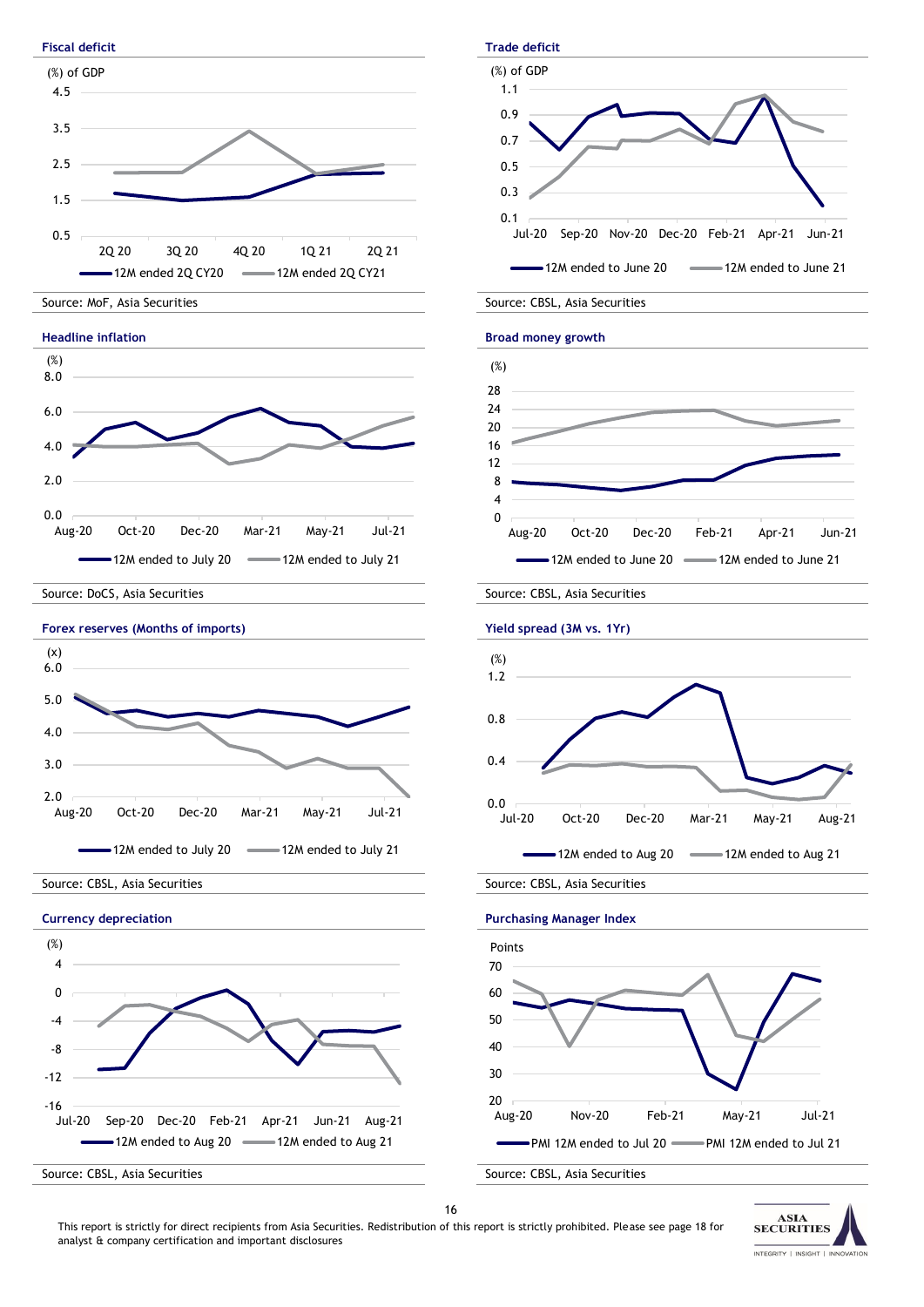#### Fiscal deficit

(%) of GDP

4.5
3.5
2.5
1.5
0.5

2Q 20 | 3Q 20 | 4Q 20 | 1Q 21 | 2Q 21

12M ended 2Q CY20 — 12M ended 2Q CY21

Source: MoF, Asia Securities

#### Trade deficit

(%) of GDP

1.1
0.9
0.7
0.5
0.3
0.1

Jul-20 | Sep-20 | Nov-20 | Dec-20 | Feb-21 | Apr-21 | Jun-21

12M ended to June 20 — 12M ended to June 21

Source: CBSL, Asia Securities

#### Headline inflation

(%)

8.0
6.0
4.0
2.0
0.0

Aug-20 | Oct-20 | Dec-20 | Mar-21 | May-21 | Jul-21

12M ended to July 20 — 12M ended to July 21

Source: DoCS, Asia Securities

#### Broad money growth

(%)

28
24
20
16
12
8
4
0

Aug-20 | Oct-20 | Dec-20 | Feb-21 | Apr-21 | Jun-21

12M ended to June 20 — 12M ended to June 21

Source: CBSL, Asia Securities

#### Forex reserves (Months of imports)

(x)

6.0
5.0
4.0
3.0
2.0

Aug-20 | Oct-20 | Dec-20 | Mar-21 | May-21 | Jul-21

12M ended to July 20 — 12M ended to July 21

Source: CBSL, Asia Securities

#### Yield spread (3M vs. 1Yr)

(%)

1.2
0.8
0.4
0.0

Jul-20 | Oct-20 | Dec-20 | Mar-21 | May-21 | Aug-21

12M ended to Aug 20 — 12M ended to Aug 21

Source: CBSL, Asia Securities

#### Currency depreciation

(%)

4
0
-4
-8
-12
-16

Jul-20 | Sep-20 | Dec-20 | Feb-21 | Apr-21 | Jun-21 | Aug-21

12M ended to Aug 20 — 12M ended to Aug 21

Source: CBSL, Asia Securities

#### Purchasing Manager Index

Points

70
60
50
40
30
20

Aug-20 | Nov-20 | Feb-21 | May-21 | Jul-21

PMI 12M ended to Jul 20 — PMI 12M ended to Jul 21

Source: CBSL, Asia Securities

This report is strictly for direct recipients from Asia Securities. Redistribution of this report is strictly prohibited. Please see page 18 for analyst & company certification and important disclosures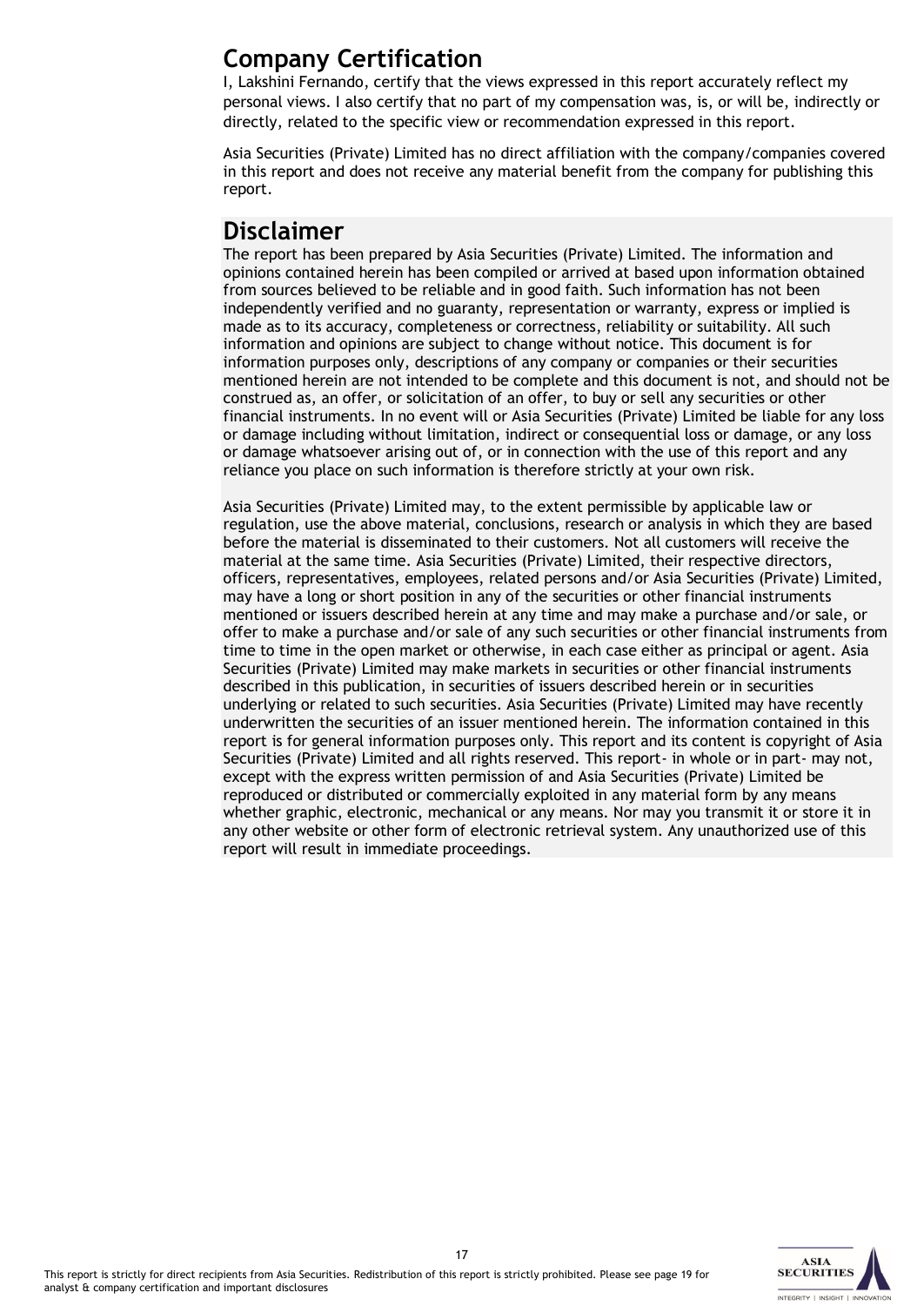## Company Certification

I, Lakshini Fernando, certify that the views expressed in this report accurately reflect my personal views. I also certify that no part of my compensation was, is, or will be, indirectly or directly, related to the specific view or recommendation expressed in this report.

Asia Securities (Private) Limited has no direct affiliation with the company/companies covered in this report and does not receive any material benefit from the company for publishing this report.

## Disclaimer

The report has been prepared by Asia Securities (Private) Limited. The information and opinions contained herein has been compiled or arrived at based upon information obtained from sources believed to be reliable and in good faith. Such information has not been independently verified and no guaranty, representation or warranty, express or implied is made as to its accuracy, completeness or correctness, reliability or suitability. All such information and opinions are subject to change without notice. This document is for information purposes only, descriptions of any company or companies or their securities mentioned herein are not intended to be complete and this document is not, and should not be construed as, an offer, or solicitation of an offer, to buy or sell any securities or other financial instruments. In no event will or Asia Securities (Private) Limited be liable for any loss or damage including without limitation, indirect or consequential loss or damage, or any loss or damage whatsoever arising out of, or in connection with the use of this report and any reliance you place on such information is therefore strictly at your own risk.

Asia Securities (Private) Limited may, to the extent permissible by applicable law or regulation, use the above material, conclusions, research or analysis in which they are based before the material is disseminated to their customers. Not all customers will receive the material at the same time. Asia Securities (Private) Limited, their respective directors, officers, representatives, employees, related persons and/or Asia Securities (Private) Limited, may have a long or short position in any of the securities or other financial instruments mentioned or issuers described herein at any time and may make a purchase and/or sale, or offer to make a purchase and/or sale of any such securities or other financial instruments from time to time in the open market or otherwise, in each case either as principal or agent. Asia Securities (Private) Limited may make markets in securities or other financial instruments described in this publication, in securities of issuers described herein or in securities underlying or related to such securities. Asia Securities (Private) Limited may have recently underwritten the securities of an issuer mentioned herein. The information contained in this report is for general information purposes only. This report and its content is copyright of Asia Securities (Private) Limited and all rights reserved. This report- in whole or in part- may not, except with the express written permission of and Asia Securities (Private) Limited be reproduced or distributed or commercially exploited in any material form by any means whether graphic, electronic, mechanical or any means. Nor may you transmit it or store it in any other website or other form of electronic retrieval system. Any unauthorized use of this report will result in immediate proceedings.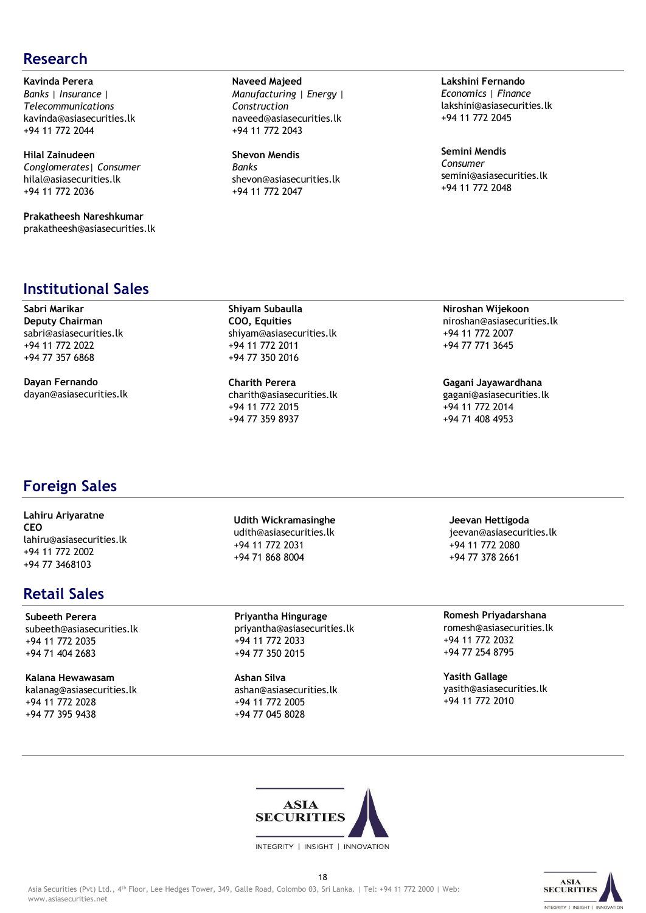## Research

**Kavinda Perera**
*Banks | Insurance | Telecommunications*
kavinda@asiasecurities.lk
+94 11 772 2044

**Naveed Majeed**
*Manufacturing | Energy | Construction*
naveed@asiasecurities.lk
+94 11 772 2043

**Lakshini Fernando**
*Economics | Finance*
lakshini@asiasecurities.lk
+94 11 772 2045

**Hilal Zainudeen**
*Conglomerates| Consumer*
hilal@asiasecurities.lk
+94 11 772 2036

**Shevon Mendis**
*Banks*
shevon@asiasecurities.lk
+94 11 772 2047

**Semini Mendis**
*Consumer*
semini@asiasecurities.lk
+94 11 772 2048

**Prakatheesh Nareshkumar**
prakatheesh@asiasecurities.lk

## Institutional Sales

**Sabri Marikar**
**Deputy Chairman**
sabri@asiasecurities.lk
+94 11 772 2022
+94 77 357 6868

**Shiyam Subaulla**
**COO, Equities**
shiyam@asiasecurities.lk
+94 11 772 2011
+94 77 350 2016

**Niroshan Wijekoon**
niroshan@asiasecurities.lk
+94 11 772 2007
+94 77 771 3645

**Dayan Fernando**
dayan@asiasecurities.lk

**Charith Perera**
charith@asiasecurities.lk
+94 11 772 2015
+94 77 359 8937

**Gagani Jayawardhana**
gagani@asiasecurities.lk
+94 11 772 2014
+94 71 408 4953

## Foreign Sales

**Lahiru Ariyaratne**
**CEO**
lahiru@asiasecurities.lk
+94 11 772 2002
+94 77 3468103

**Udith Wickramasinghe**
udith@asiasecurities.lk
+94 11 772 2031
+94 71 868 8004

**Jeevan Hettigoda**
jeevan@asiasecurities.lk
+94 11 772 2080
+94 77 378 2661

## Retail Sales

**Subeeth Perera**
subeeth@asiasecurities.lk
+94 11 772 2035
+94 71 404 2683

**Priyantha Hingurage**
priyantha@asiasecurities.lk
+94 11 772 2033
+94 77 350 2015

**Romesh Priyadarshana**
romesh@asiasecurities.lk
+94 11 772 2032
+94 77 254 8795

**Kalana Hewawasam**
kalanag@asiasecurities.lk
+94 11 772 2028
+94 77 395 9438

**Ashan Silva**
ashan@asiasecurities.lk
+94 11 772 2005
+94 77 045 8028

**Yasith Gallage**
yasith@asiasecurities.lk
+94 11 772 2010

ASIA SECURITIES

INTEGRITY | INSIGHT | INNOVATION

Asia Securities (Pvt) Ltd., 4th Floor, Lee Hedges Tower, 349, Galle Road, Colombo 03, Sri Lanka. | Tel: +94 11 772 2000 | Web: www.asiasecurities.net